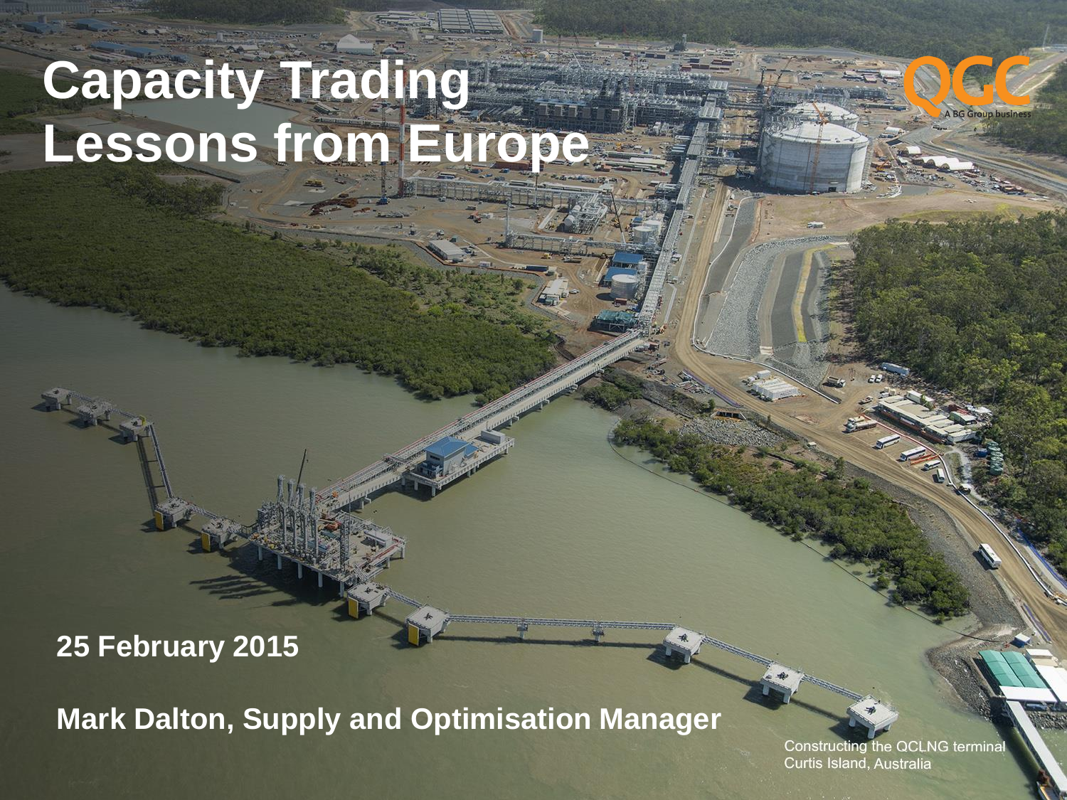# Capacity Trading Lessons from Europe

QGC
A BG Group business

**25 February 2015**

**Mark Dalton, Supply and Optimisation Manager**

Constructing the QCLNG terminal
Curtis Island, Australia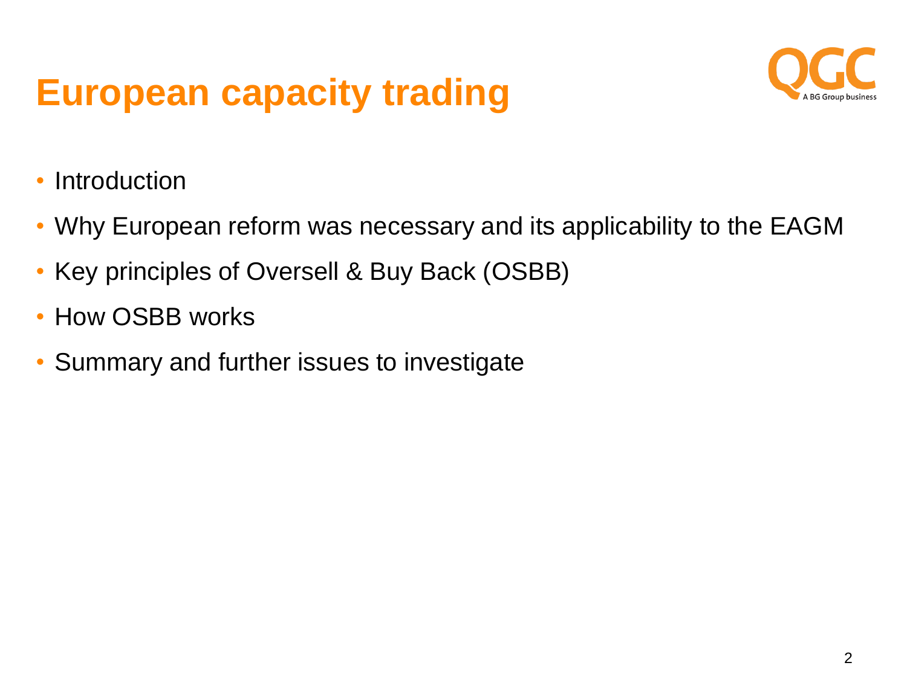# European capacity trading

- Introduction
- Why European reform was necessary and its applicability to the EAGM
- Key principles of Oversell & Buy Back (OSBB)
- How OSBB works
- Summary and further issues to investigate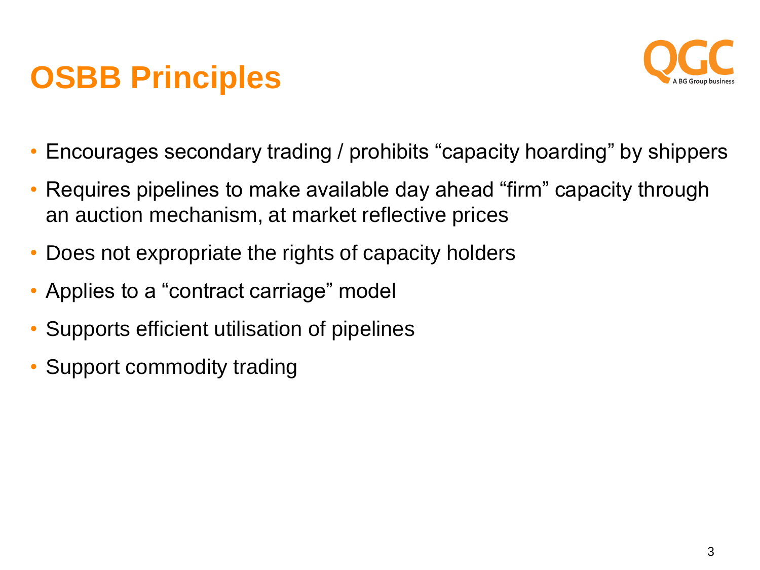# OSBB Principles

- Encourages secondary trading / prohibits "capacity hoarding" by shippers
- Requires pipelines to make available day ahead "firm" capacity through an auction mechanism, at market reflective prices
- Does not expropriate the rights of capacity holders
- Applies to a "contract carriage" model
- Supports efficient utilisation of pipelines
- Support commodity trading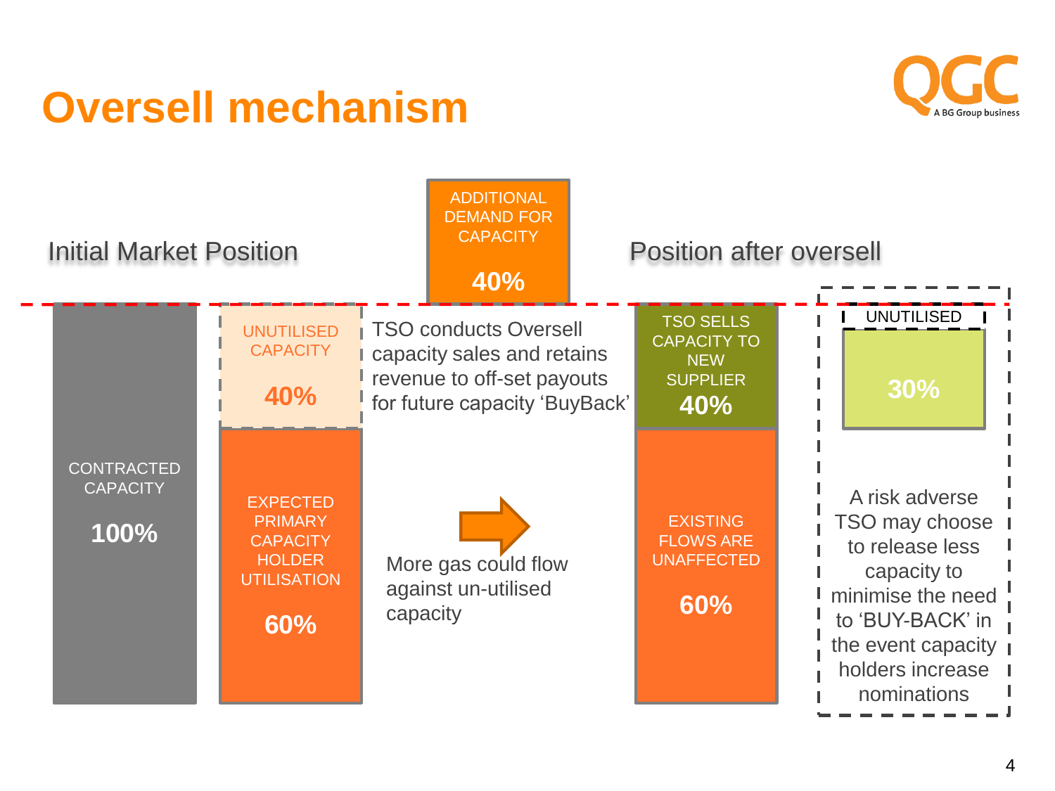# Oversell mechanism

QGC — A BG Group business

## Initial Market Position

CONTRACTED CAPACITY

**100%**

UNUTILISED CAPACITY

**40%**

EXPECTED PRIMARY CAPACITY HOLDER UTILISATION

**60%**

ADDITIONAL DEMAND FOR CAPACITY

**40%**

TSO conducts Oversell capacity sales and retains revenue to off-set payouts for future capacity 'BuyBack'

More gas could flow against un-utilised capacity

## Position after oversell

TSO SELLS CAPACITY TO NEW SUPPLIER

**40%**

EXISTING FLOWS ARE UNAFFECTED

**60%**

UNUTILISED

**30%**

A risk adverse TSO may choose to release less capacity to minimise the need to 'BUY-BACK' in the event capacity holders increase nominations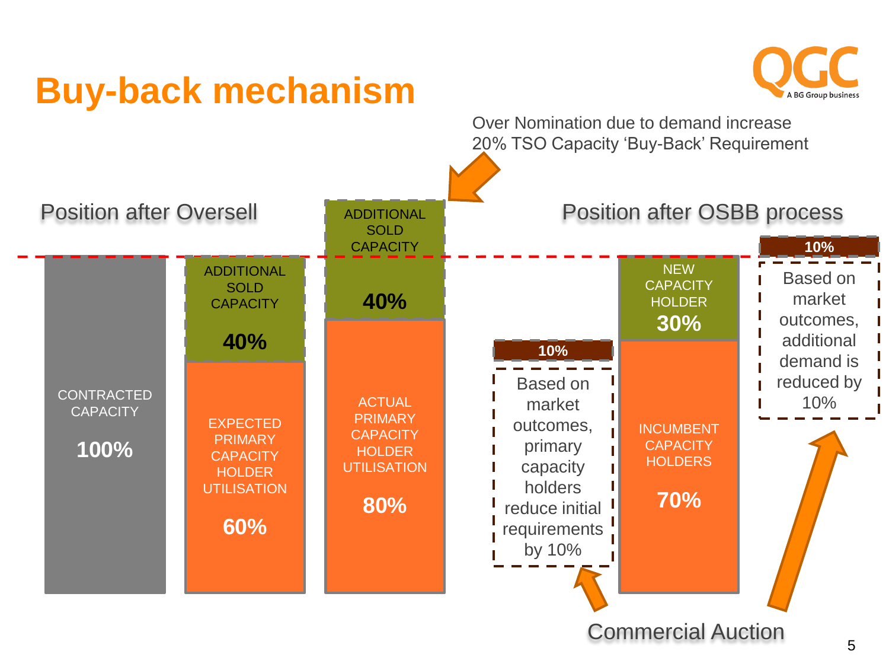# Buy-back mechanism

Over Nomination due to demand increase
20% TSO Capacity 'Buy-Back' Requirement

**Position after Oversell**

CONTRACTED CAPACITY **100%**

ADDITIONAL SOLD CAPACITY **40%**

EXPECTED PRIMARY CAPACITY HOLDER UTILISATION **60%**

ADDITIONAL SOLD CAPACITY **40%**

ACTUAL PRIMARY CAPACITY HOLDER UTILISATION **80%**

**Position after OSBB process**

**10%**

Based on market outcomes, primary capacity holders reduce initial requirements by 10%

NEW CAPACITY HOLDER **30%**

INCUMBENT CAPACITY HOLDERS **70%**

**10%**

Based on market outcomes, additional demand is reduced by 10%

Commercial Auction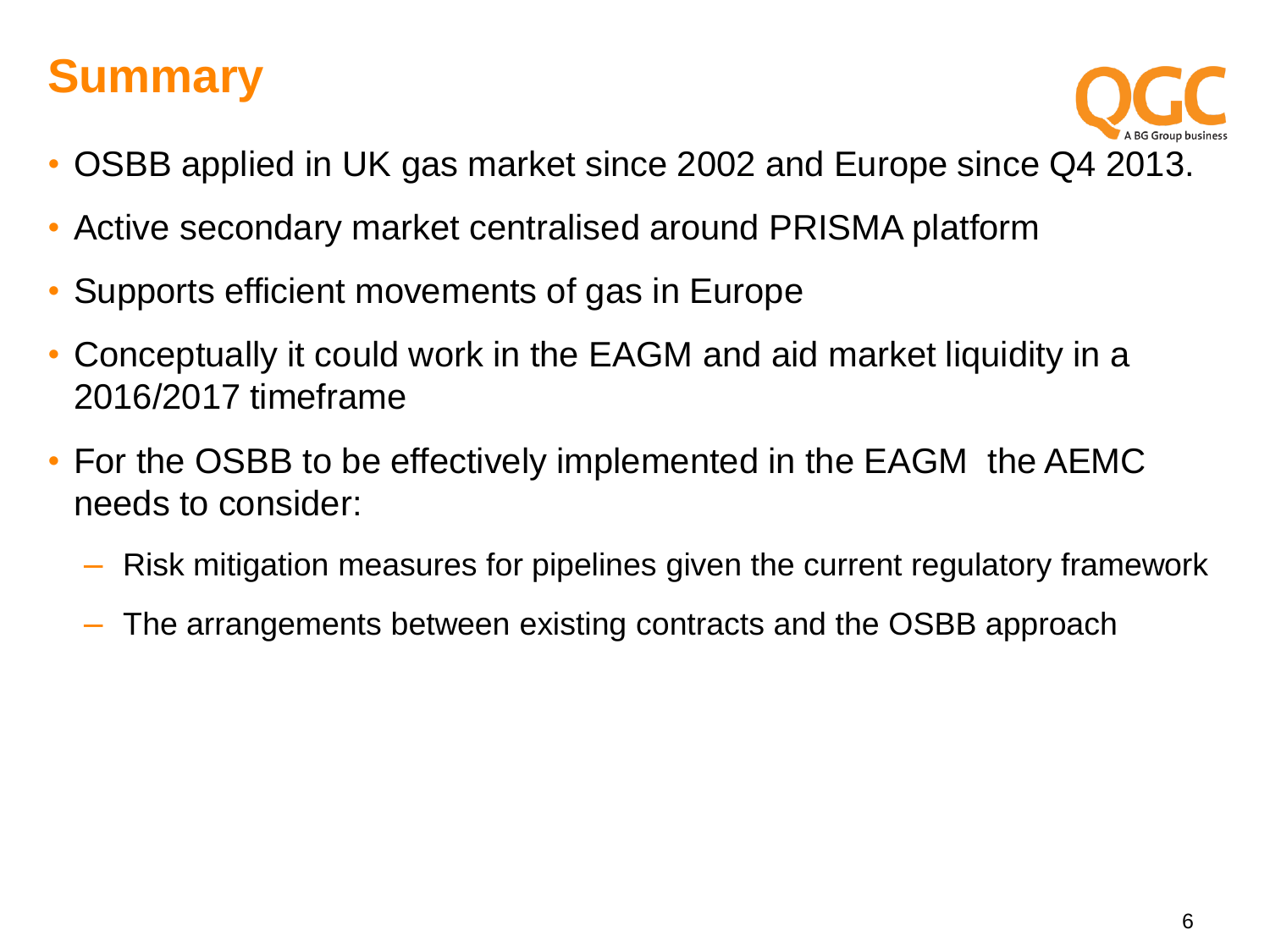# Summary

- OSBB applied in UK gas market since 2002 and Europe since Q4 2013.
- Active secondary market centralised around PRISMA platform
- Supports efficient movements of gas in Europe
- Conceptually it could work in the EAGM and aid market liquidity in a 2016/2017 timeframe
- For the OSBB to be effectively implemented in the EAGM the AEMC needs to consider:
  - Risk mitigation measures for pipelines given the current regulatory framework
  - The arrangements between existing contracts and the OSBB approach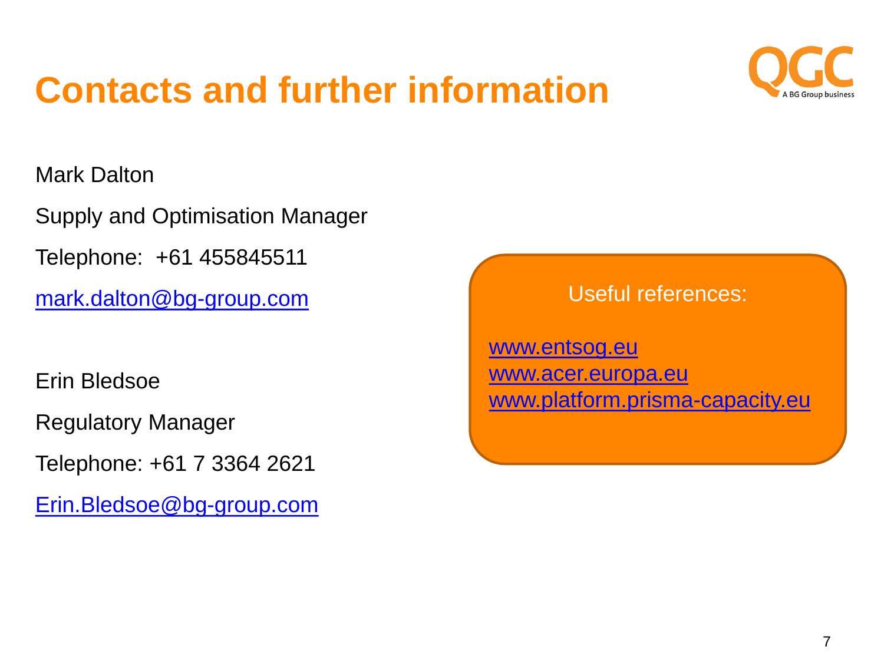# Contacts and further information

Mark Dalton

Supply and Optimisation Manager

Telephone: +61 455845511

mark.dalton@bg-group.com

Erin Bledsoe

Regulatory Manager

Telephone: +61 7 3364 2621

Erin.Bledsoe@bg-group.com

Useful references:

www.entsog.eu
www.acer.europa.eu
www.platform.prisma-capacity.eu